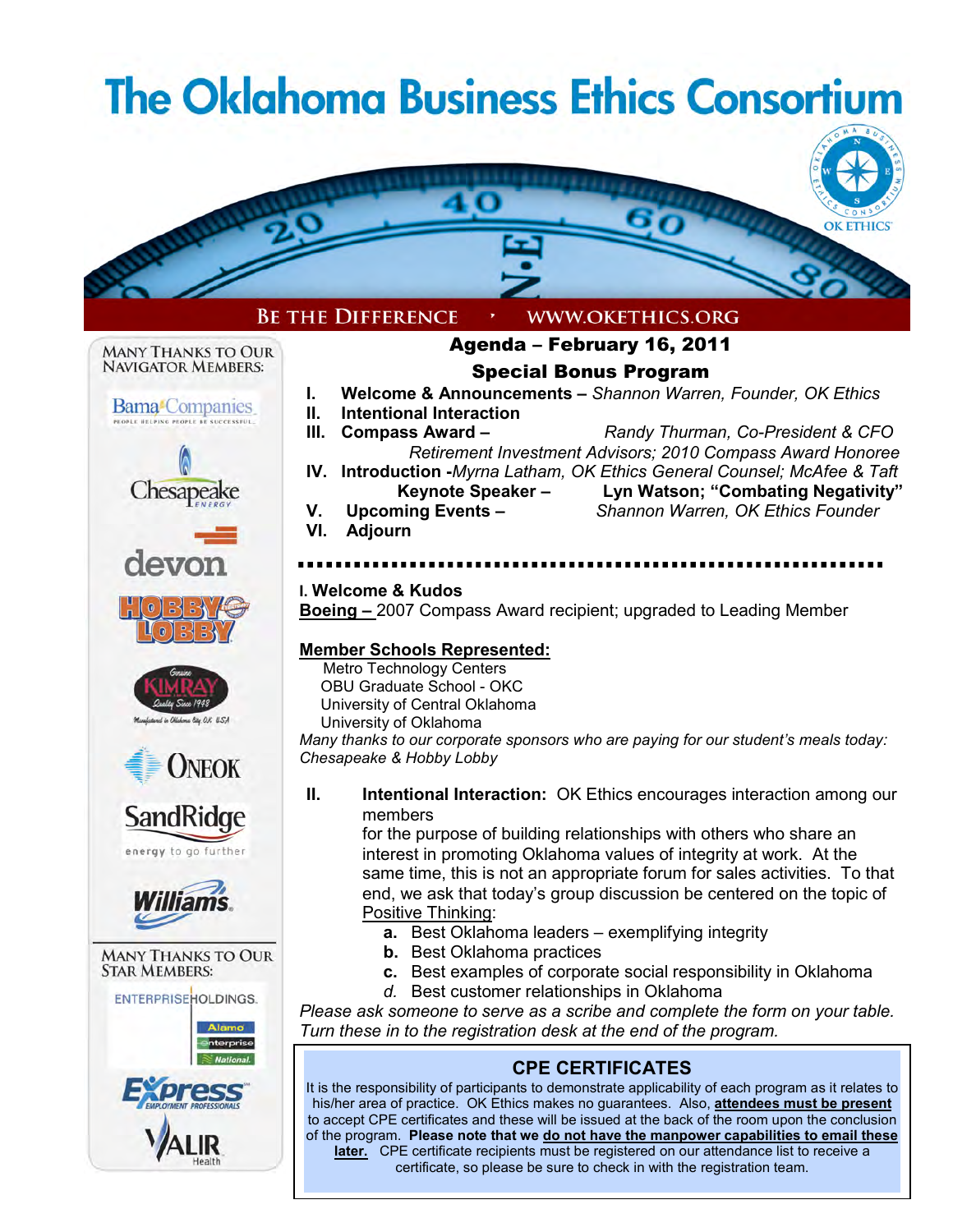# The Oklahoma Business Ethics Consortium

BE THE DIFFERENCE • WWW.OKETHICS.ORG

MANY THANKS TO OUR NAVIGATOR MEMBERS:

Bama Companies, Chesapeake Energy, devon, Hobby Lobby, Kimray, ONEOK, SandRidge, Williams

MANY THANKS TO OUR STAR MEMBERS:

Enterprise Holdings, Express Employment Professionals, Valir Health

## Agenda – February 16, 2011

### Special Bonus Program

I. **Welcome & Announcements –** *Shannon Warren, Founder, OK Ethics*

II. **Intentional Interaction**

III. **Compass Award –** *Randy Thurman, Co-President & CFO Retirement Investment Advisors; 2010 Compass Award Honoree*

IV. **Introduction -***Myrna Latham, OK Ethics General Counsel; McAfee & Taft*
**Keynote Speaker – Lyn Watson; "Combating Negativity"**

V. **Upcoming Events –** *Shannon Warren, OK Ethics Founder*

VI. **Adjourn**

---

**I. Welcome & Kudos**

**Boeing –** 2007 Compass Award recipient; upgraded to Leading Member

**Member Schools Represented:**

Metro Technology Centers
OBU Graduate School - OKC
University of Central Oklahoma
University of Oklahoma

*Many thanks to our corporate sponsors who are paying for our student's meals today: Chesapeake & Hobby Lobby*

**II. Intentional Interaction:** OK Ethics encourages interaction among our members for the purpose of building relationships with others who share an interest in promoting Oklahoma values of integrity at work. At the same time, this is not an appropriate forum for sales activities. To that end, we ask that today's group discussion be centered on the topic of Positive Thinking:

- **a.** Best Oklahoma leaders – exemplifying integrity
- **b.** Best Oklahoma practices
- **c.** Best examples of corporate social responsibility in Oklahoma
- *d.* Best customer relationships in Oklahoma

*Please ask someone to serve as a scribe and complete the form on your table. Turn these in to the registration desk at the end of the program.*

**CPE CERTIFICATES**

It is the responsibility of participants to demonstrate applicability of each program as it relates to his/her area of practice. OK Ethics makes no guarantees. Also, **attendees must be present** to accept CPE certificates and these will be issued at the back of the room upon the conclusion of the program. **Please note that we do not have the manpower capabilities to email these later.** CPE certificate recipients must be registered on our attendance list to receive a certificate, so please be sure to check in with the registration team.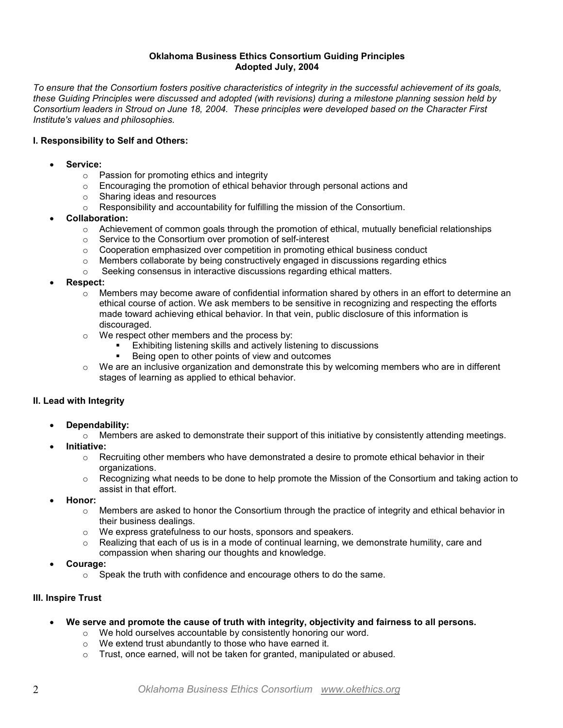**Oklahoma Business Ethics Consortium Guiding Principles**
**Adopted July, 2004**

*To ensure that the Consortium fosters positive characteristics of integrity in the successful achievement of its goals, these Guiding Principles were discussed and adopted (with revisions) during a milestone planning session held by Consortium leaders in Stroud on June 18, 2004. These principles were developed based on the Character First Institute's values and philosophies.*

### I. Responsibility to Self and Others:

- **Service:**
  - Passion for promoting ethics and integrity
  - Encouraging the promotion of ethical behavior through personal actions and
  - Sharing ideas and resources
  - Responsibility and accountability for fulfilling the mission of the Consortium.
- **Collaboration:**
  - Achievement of common goals through the promotion of ethical, mutually beneficial relationships
  - Service to the Consortium over promotion of self-interest
  - Cooperation emphasized over competition in promoting ethical business conduct
  - Members collaborate by being constructively engaged in discussions regarding ethics
  - Seeking consensus in interactive discussions regarding ethical matters.
- **Respect:**
  - Members may become aware of confidential information shared by others in an effort to determine an ethical course of action. We ask members to be sensitive in recognizing and respecting the efforts made toward achieving ethical behavior. In that vein, public disclosure of this information is discouraged.
  - We respect other members and the process by:
    - Exhibiting listening skills and actively listening to discussions
    - Being open to other points of view and outcomes
  - We are an inclusive organization and demonstrate this by welcoming members who are in different stages of learning as applied to ethical behavior.

### II. Lead with Integrity

- **Dependability:**
  - Members are asked to demonstrate their support of this initiative by consistently attending meetings.
- **Initiative:**
  - Recruiting other members who have demonstrated a desire to promote ethical behavior in their organizations.
  - Recognizing what needs to be done to help promote the Mission of the Consortium and taking action to assist in that effort.
- **Honor:**
  - Members are asked to honor the Consortium through the practice of integrity and ethical behavior in their business dealings.
  - We express gratefulness to our hosts, sponsors and speakers.
  - Realizing that each of us is in a mode of continual learning, we demonstrate humility, care and compassion when sharing our thoughts and knowledge.
- **Courage:**
  - Speak the truth with confidence and encourage others to do the same.

### III. Inspire Trust

- **We serve and promote the cause of truth with integrity, objectivity and fairness to all persons.**
  - We hold ourselves accountable by consistently honoring our word.
  - We extend trust abundantly to those who have earned it.
  - Trust, once earned, will not be taken for granted, manipulated or abused.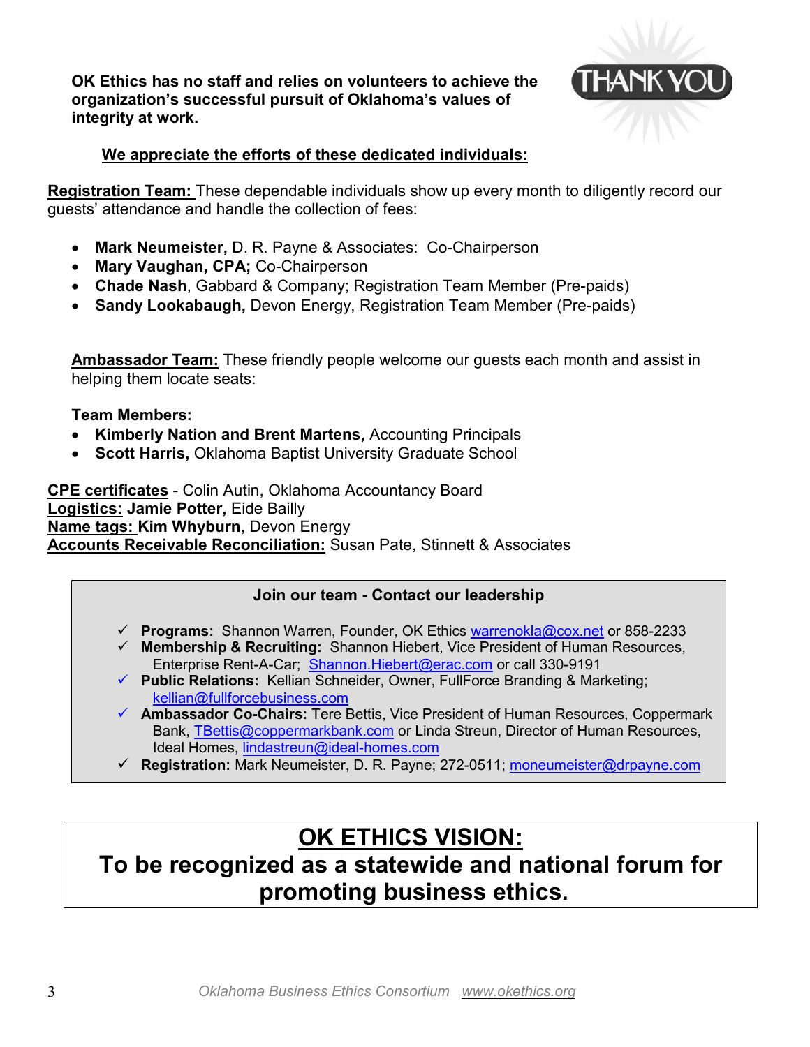**OK Ethics has no staff and relies on volunteers to achieve the organization's successful pursuit of Oklahoma's values of integrity at work.**

**We appreciate the efforts of these dedicated individuals:**

**Registration Team:** These dependable individuals show up every month to diligently record our guests' attendance and handle the collection of fees:

- **Mark Neumeister,** D. R. Payne & Associates: Co-Chairperson
- **Mary Vaughan, CPA;** Co-Chairperson
- **Chade Nash**, Gabbard & Company; Registration Team Member (Pre-paids)
- **Sandy Lookabaugh,** Devon Energy, Registration Team Member (Pre-paids)

**Ambassador Team:** These friendly people welcome our guests each month and assist in helping them locate seats:

**Team Members:**

- **Kimberly Nation and Brent Martens,** Accounting Principals
- **Scott Harris,** Oklahoma Baptist University Graduate School

**CPE certificates** - Colin Autin, Oklahoma Accountancy Board
**Logistics:** **Jamie Potter,** Eide Bailly
**Name tags:** **Kim Whyburn**, Devon Energy
**Accounts Receivable Reconciliation:** Susan Pate, Stinnett & Associates

**Join our team - Contact our leadership**

- ✓ **Programs:** Shannon Warren, Founder, OK Ethics warrenokla@cox.net or 858-2233
- ✓ **Membership & Recruiting:** Shannon Hiebert, Vice President of Human Resources, Enterprise Rent-A-Car; Shannon.Hiebert@erac.com or call 330-9191
- ✓ **Public Relations:** Kellian Schneider, Owner, FullForce Branding & Marketing; kellian@fullforcebusiness.com
- ✓ **Ambassador Co-Chairs:** Tere Bettis, Vice President of Human Resources, Coppermark Bank, TBettis@coppermarkbank.com or Linda Streun, Director of Human Resources, Ideal Homes, lindastreun@ideal-homes.com
- ✓ **Registration:** Mark Neumeister, D. R. Payne; 272-0511; moneumeister@drpayne.com

## OK ETHICS VISION:
## To be recognized as a statewide and national forum for promoting business ethics.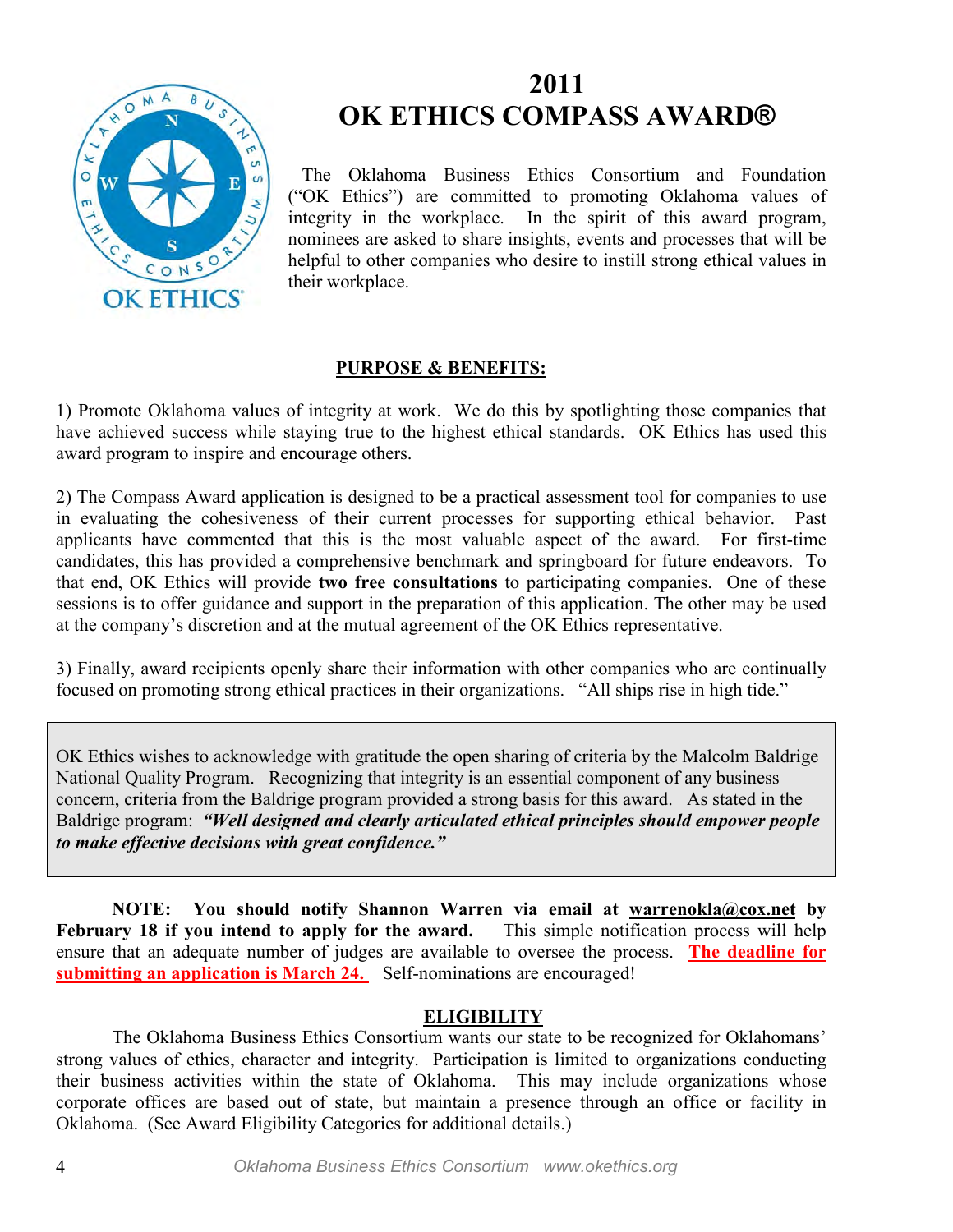# 2011
# OK ETHICS COMPASS AWARD®

The Oklahoma Business Ethics Consortium and Foundation ("OK Ethics") are committed to promoting Oklahoma values of integrity in the workplace. In the spirit of this award program, nominees are asked to share insights, events and processes that will be helpful to other companies who desire to instill strong ethical values in their workplace.

## PURPOSE & BENEFITS:

1) Promote Oklahoma values of integrity at work. We do this by spotlighting those companies that have achieved success while staying true to the highest ethical standards. OK Ethics has used this award program to inspire and encourage others.

2) The Compass Award application is designed to be a practical assessment tool for companies to use in evaluating the cohesiveness of their current processes for supporting ethical behavior. Past applicants have commented that this is the most valuable aspect of the award. For first-time candidates, this has provided a comprehensive benchmark and springboard for future endeavors. To that end, OK Ethics will provide **two free consultations** to participating companies. One of these sessions is to offer guidance and support in the preparation of this application. The other may be used at the company's discretion and at the mutual agreement of the OK Ethics representative.

3) Finally, award recipients openly share their information with other companies who are continually focused on promoting strong ethical practices in their organizations. "All ships rise in high tide."

> OK Ethics wishes to acknowledge with gratitude the open sharing of criteria by the Malcolm Baldrige National Quality Program. Recognizing that integrity is an essential component of any business concern, criteria from the Baldrige program provided a strong basis for this award. As stated in the Baldrige program: ***"Well designed and clearly articulated ethical principles should empower people to make effective decisions with great confidence."***

**NOTE: You should notify Shannon Warren via email at warrenokla@cox.net by February 18 if you intend to apply for the award.** This simple notification process will help ensure that an adequate number of judges are available to oversee the process. **The deadline for submitting an application is March 24.** Self-nominations are encouraged!

## ELIGIBILITY

The Oklahoma Business Ethics Consortium wants our state to be recognized for Oklahomans' strong values of ethics, character and integrity. Participation is limited to organizations conducting their business activities within the state of Oklahoma. This may include organizations whose corporate offices are based out of state, but maintain a presence through an office or facility in Oklahoma. (See Award Eligibility Categories for additional details.)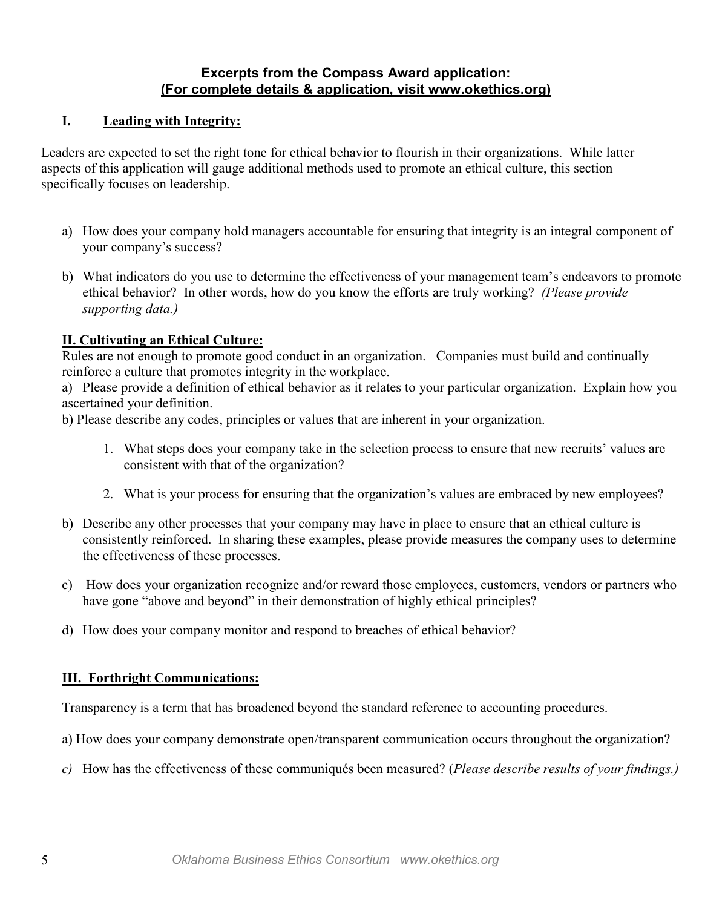**Excerpts from the Compass Award application:**
**(For complete details & application, visit www.okethics.org)**

## I. Leading with Integrity:

Leaders are expected to set the right tone for ethical behavior to flourish in their organizations. While latter aspects of this application will gauge additional methods used to promote an ethical culture, this section specifically focuses on leadership.

a) How does your company hold managers accountable for ensuring that integrity is an integral component of your company's success?

b) What indicators do you use to determine the effectiveness of your management team's endeavors to promote ethical behavior? In other words, how do you know the efforts are truly working? *(Please provide supporting data.)*

## II. Cultivating an Ethical Culture:

Rules are not enough to promote good conduct in an organization. Companies must build and continually reinforce a culture that promotes integrity in the workplace.

a) Please provide a definition of ethical behavior as it relates to your particular organization. Explain how you ascertained your definition.

b) Please describe any codes, principles or values that are inherent in your organization.

1. What steps does your company take in the selection process to ensure that new recruits' values are consistent with that of the organization?

2. What is your process for ensuring that the organization's values are embraced by new employees?

b) Describe any other processes that your company may have in place to ensure that an ethical culture is consistently reinforced. In sharing these examples, please provide measures the company uses to determine the effectiveness of these processes.

c) How does your organization recognize and/or reward those employees, customers, vendors or partners who have gone "above and beyond" in their demonstration of highly ethical principles?

d) How does your company monitor and respond to breaches of ethical behavior?

## III. Forthright Communications:

Transparency is a term that has broadened beyond the standard reference to accounting procedures.

a) How does your company demonstrate open/transparent communication occurs throughout the organization?

*c)* How has the effectiveness of these communiqués been measured? (*Please describe results of your findings.)*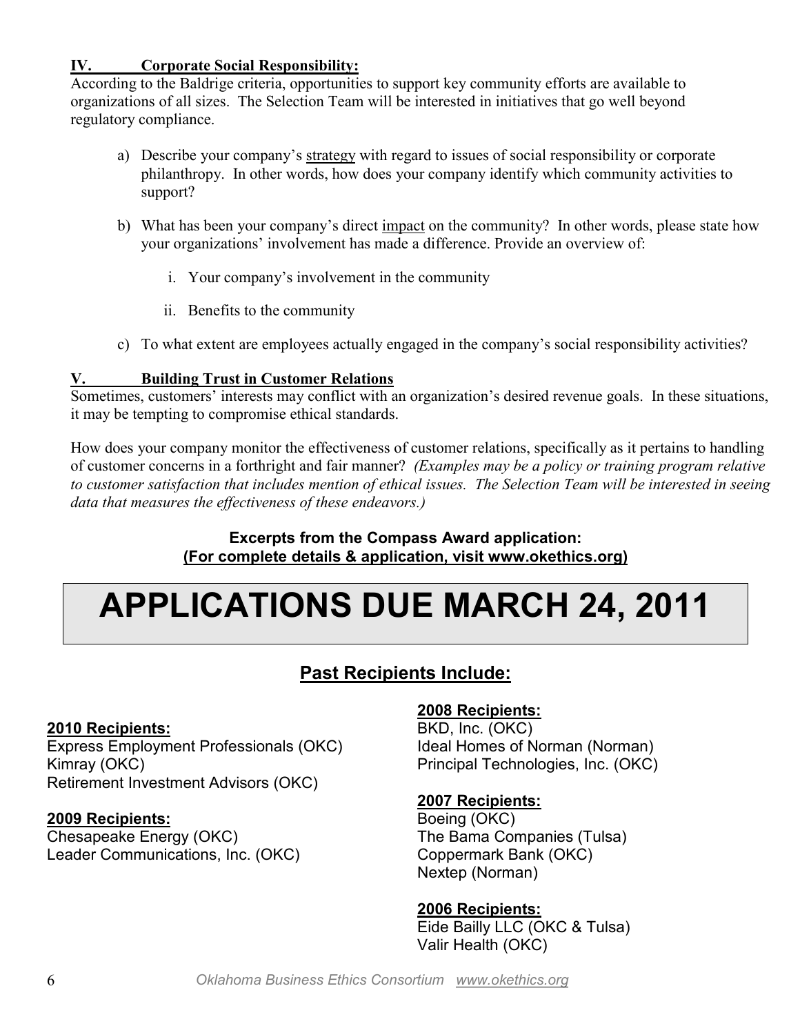### IV. Corporate Social Responsibility:

According to the Baldrige criteria, opportunities to support key community efforts are available to organizations of all sizes. The Selection Team will be interested in initiatives that go well beyond regulatory compliance.

a) Describe your company's strategy with regard to issues of social responsibility or corporate philanthropy. In other words, how does your company identify which community activities to support?

b) What has been your company's direct impact on the community? In other words, please state how your organizations' involvement has made a difference. Provide an overview of:

   i. Your company's involvement in the community

   ii. Benefits to the community

c) To what extent are employees actually engaged in the company's social responsibility activities?

### V. Building Trust in Customer Relations

Sometimes, customers' interests may conflict with an organization's desired revenue goals. In these situations, it may be tempting to compromise ethical standards.

How does your company monitor the effectiveness of customer relations, specifically as it pertains to handling of customer concerns in a forthright and fair manner? *(Examples may be a policy or training program relative to customer satisfaction that includes mention of ethical issues. The Selection Team will be interested in seeing data that measures the effectiveness of these endeavors.)*

**Excerpts from the Compass Award application:**
**(For complete details & application, visit www.okethics.org)**

# APPLICATIONS DUE MARCH 24, 2011

## Past Recipients Include:

**2010 Recipients:**
Express Employment Professionals (OKC)
Kimray (OKC)
Retirement Investment Advisors (OKC)

**2009 Recipients:**
Chesapeake Energy (OKC)
Leader Communications, Inc. (OKC)

**2008 Recipients:**
BKD, Inc. (OKC)
Ideal Homes of Norman (Norman)
Principal Technologies, Inc. (OKC)

**2007 Recipients:**
Boeing (OKC)
The Bama Companies (Tulsa)
Coppermark Bank (OKC)
Nextep (Norman)

**2006 Recipients:**
Eide Bailly LLC (OKC & Tulsa)
Valir Health (OKC)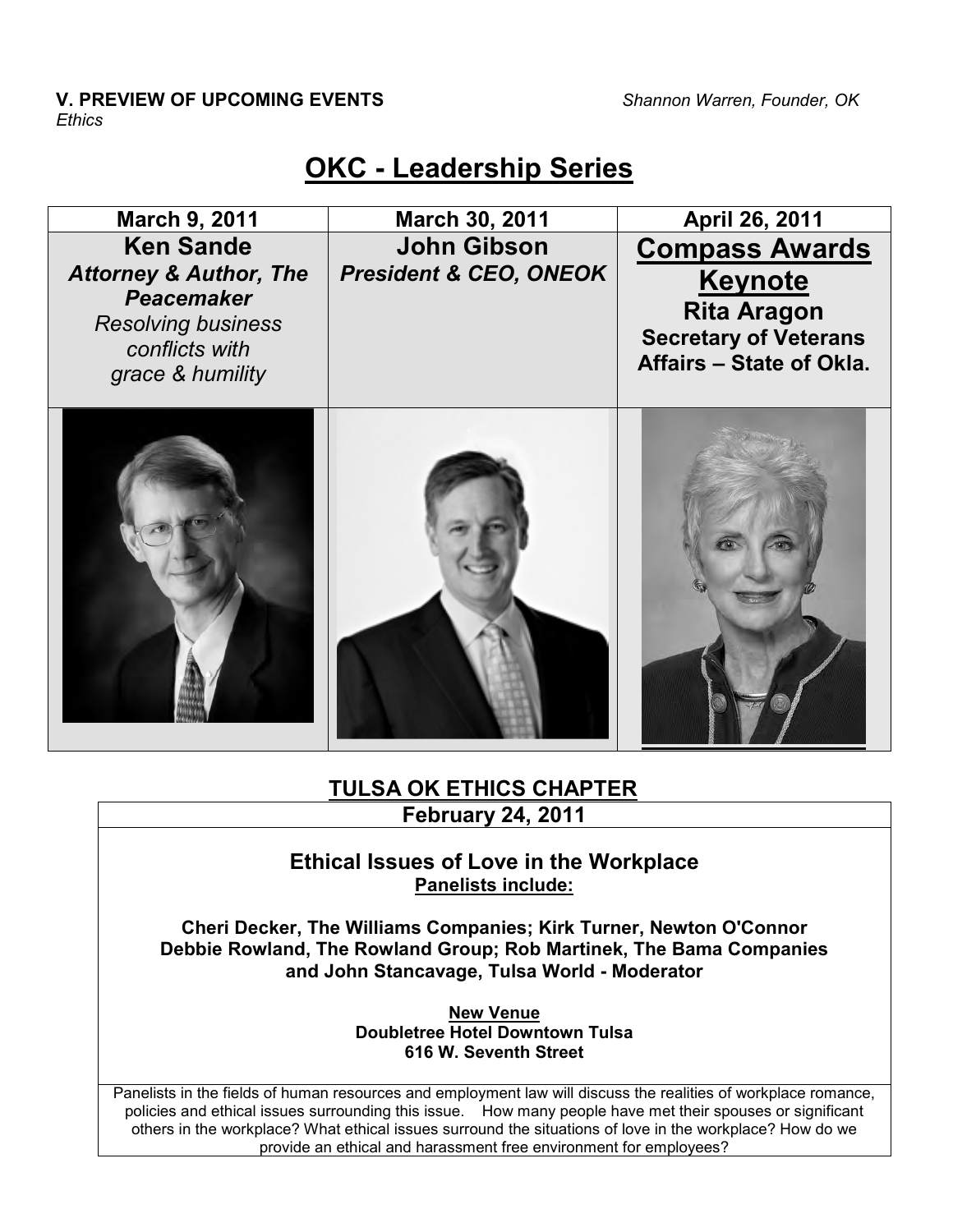**V. PREVIEW OF UPCOMING EVENTS** *Shannon Warren, Founder, OK Ethics*

# OKC - Leadership Series

| March 9, 2011 | March 30, 2011 | April 26, 2011 |
| --- | --- | --- |
| **Ken Sande**<br>***Attorney & Author, The Peacemaker***<br>*Resolving business conflicts with grace & humility* | **John Gibson**<br>***President & CEO, ONEOK*** | **Compass Awards Keynote**<br>**Rita Aragon**<br>**Secretary of Veterans Affairs – State of Okla.** |

## TULSA OK ETHICS CHAPTER

**February 24, 2011**

### Ethical Issues of Love in the Workplace

**Panelists include:**

**Cheri Decker, The Williams Companies; Kirk Turner, Newton O'Connor**
**Debbie Rowland, The Rowland Group; Rob Martinek, The Bama Companies**
**and John Stancavage, Tulsa World - Moderator**

**New Venue**
**Doubletree Hotel Downtown Tulsa**
**616 W. Seventh Street**

Panelists in the fields of human resources and employment law will discuss the realities of workplace romance, policies and ethical issues surrounding this issue. How many people have met their spouses or significant others in the workplace? What ethical issues surround the situations of love in the workplace? How do we provide an ethical and harassment free environment for employees?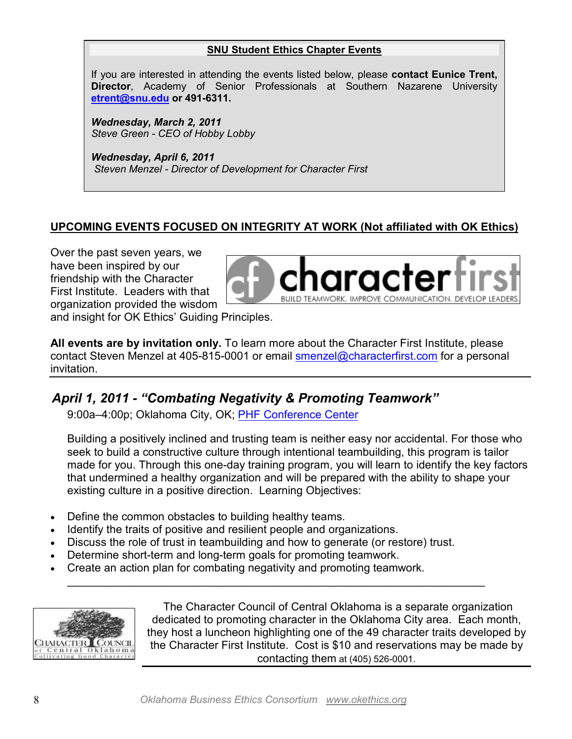**SNU Student Ethics Chapter Events**

If you are interested in attending the events listed below, please **contact Eunice Trent, Director**, Academy of Senior Professionals at Southern Nazarene University **etrent@snu.edu or 491-6311.**

***Wednesday, March 2, 2011***
*Steve Green - CEO of Hobby Lobby*

***Wednesday, April 6, 2011***
*Steven Menzel - Director of Development for Character First*

**UPCOMING EVENTS FOCUSED ON INTEGRITY AT WORK (Not affiliated with OK Ethics)**

Over the past seven years, we have been inspired by our friendship with the Character First Institute. Leaders with that organization provided the wisdom and insight for OK Ethics' Guiding Principles.

**All events are by invitation only.** To learn more about the Character First Institute, please contact Steven Menzel at 405-815-0001 or email smenzel@characterfirst.com for a personal invitation.

## *April 1, 2011 - "Combating Negativity & Promoting Teamwork"*

9:00a–4:00p; Oklahoma City, OK; PHF Conference Center

Building a positively inclined and trusting team is neither easy nor accidental. For those who seek to build a constructive culture through intentional teambuilding, this program is tailor made for you. Through this one-day training program, you will learn to identify the key factors that undermined a healthy organization and will be prepared with the ability to shape your existing culture in a positive direction. Learning Objectives:

- Define the common obstacles to building healthy teams.
- Identify the traits of positive and resilient people and organizations.
- Discuss the role of trust in teambuilding and how to generate (or restore) trust.
- Determine short-term and long-term goals for promoting teamwork.
- Create an action plan for combating negativity and promoting teamwork.

The Character Council of Central Oklahoma is a separate organization dedicated to promoting character in the Oklahoma City area. Each month, they host a luncheon highlighting one of the 49 character traits developed by the Character First Institute. Cost is $10 and reservations may be made by contacting them at (405) 526-0001.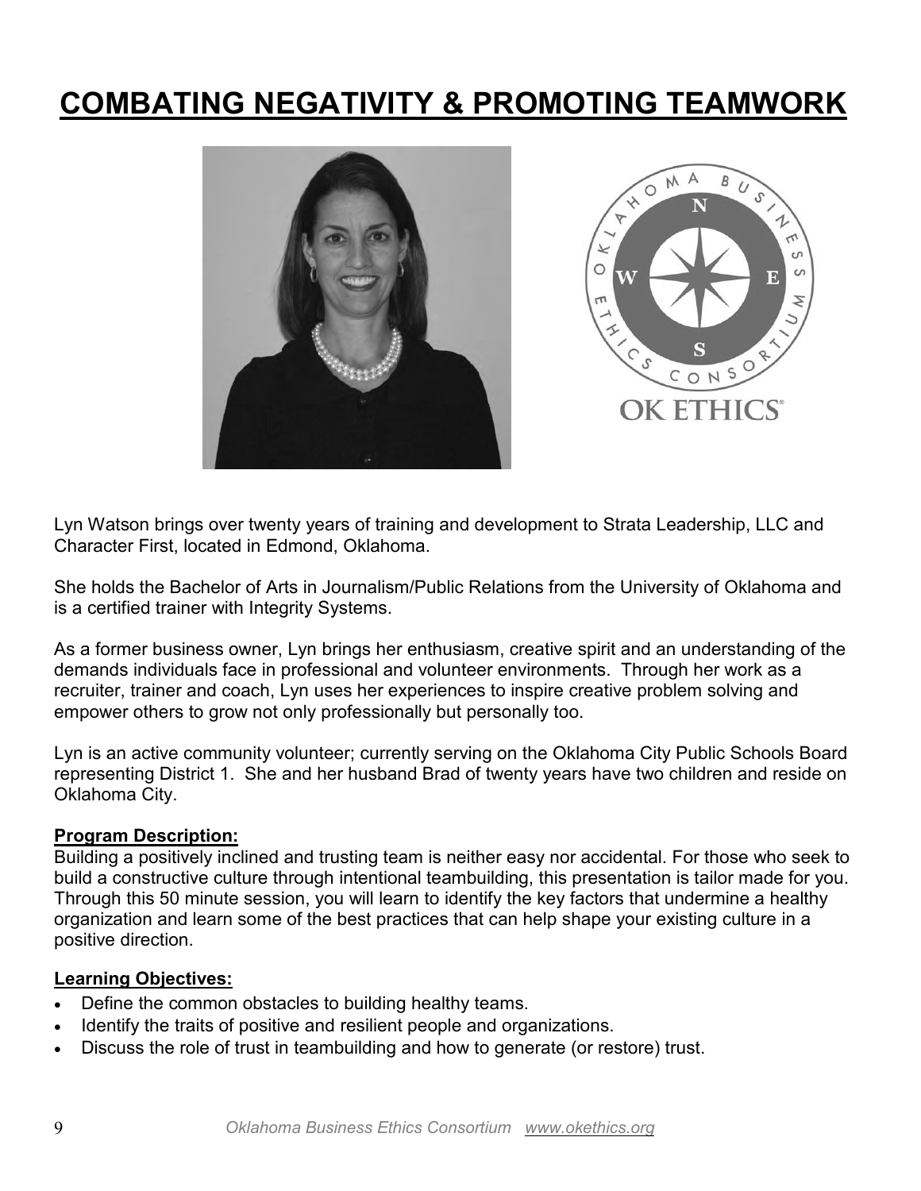# COMBATING NEGATIVITY & PROMOTING TEAMWORK

Lyn Watson brings over twenty years of training and development to Strata Leadership, LLC and Character First, located in Edmond, Oklahoma.

She holds the Bachelor of Arts in Journalism/Public Relations from the University of Oklahoma and is a certified trainer with Integrity Systems.

As a former business owner, Lyn brings her enthusiasm, creative spirit and an understanding of the demands individuals face in professional and volunteer environments. Through her work as a recruiter, trainer and coach, Lyn uses her experiences to inspire creative problem solving and empower others to grow not only professionally but personally too.

Lyn is an active community volunteer; currently serving on the Oklahoma City Public Schools Board representing District 1. She and her husband Brad of twenty years have two children and reside on Oklahoma City.

**Program Description:**

Building a positively inclined and trusting team is neither easy nor accidental. For those who seek to build a constructive culture through intentional teambuilding, this presentation is tailor made for you. Through this 50 minute session, you will learn to identify the key factors that undermine a healthy organization and learn some of the best practices that can help shape your existing culture in a positive direction.

**Learning Objectives:**

- Define the common obstacles to building healthy teams.
- Identify the traits of positive and resilient people and organizations.
- Discuss the role of trust in teambuilding and how to generate (or restore) trust.